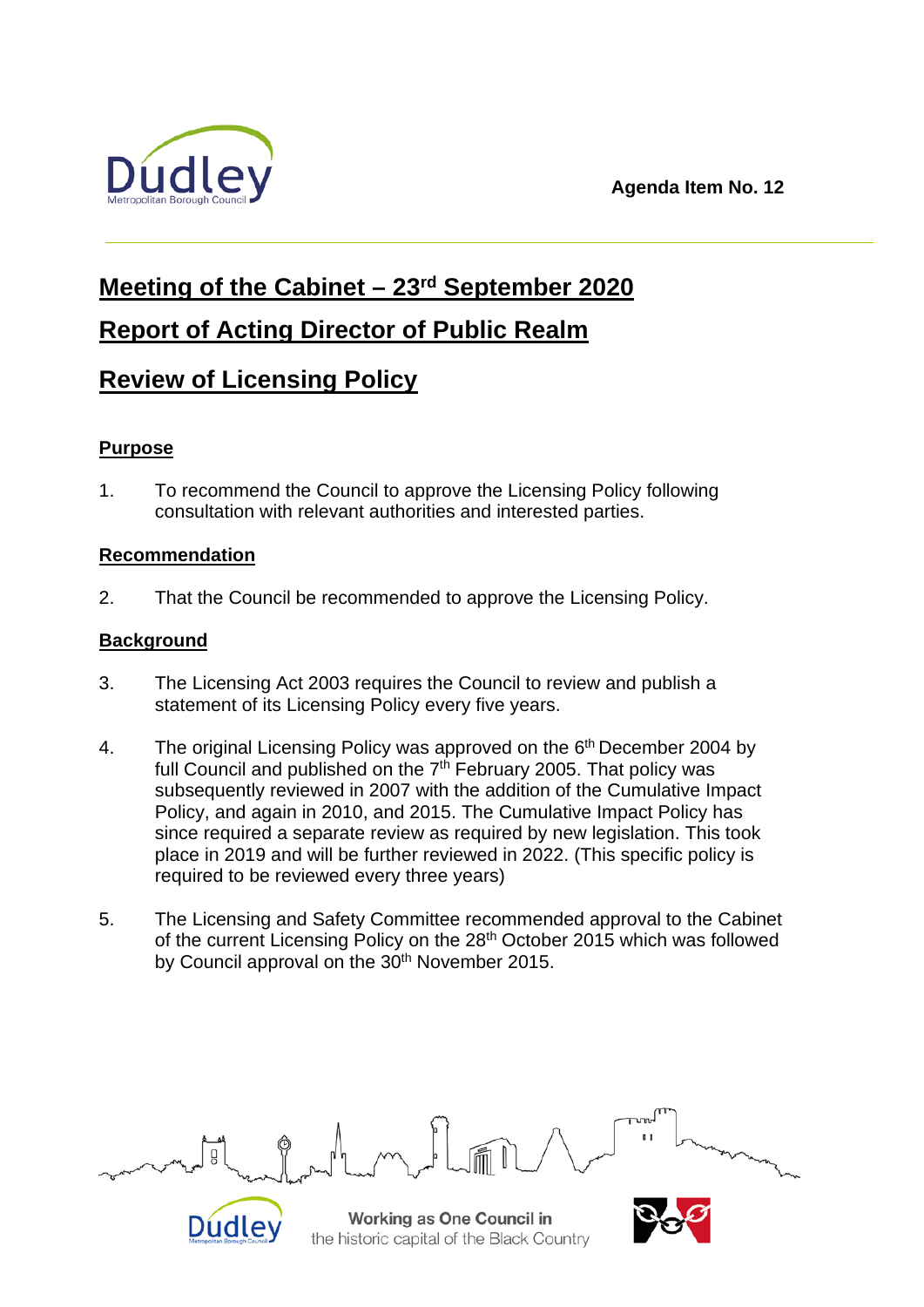Agenda Item No. 12

# Meeting of the Cabinet – 23rd September 2020

# Report of Acting Director of Public Realm

# Review of Licensing Policy

## Purpose

1. To recommend the Council to approve the Licensing Policy following consultation with relevant authorities and interested parties.

## Recommendation

2. That the Council be recommended to approve the Licensing Policy.

## Background

3. The Licensing Act 2003 requires the Council to review and publish a statement of its Licensing Policy every five years.

4. The original Licensing Policy was approved on the 6th December 2004 by full Council and published on the 7th February 2005. That policy was subsequently reviewed in 2007 with the addition of the Cumulative Impact Policy, and again in 2010, and 2015. The Cumulative Impact Policy has since required a separate review as required by new legislation. This took place in 2019 and will be further reviewed in 2022. (This specific policy is required to be reviewed every three years)

5. The Licensing and Safety Committee recommended approval to the Cabinet of the current Licensing Policy on the 28th October 2015 which was followed by Council approval on the 30th November 2015.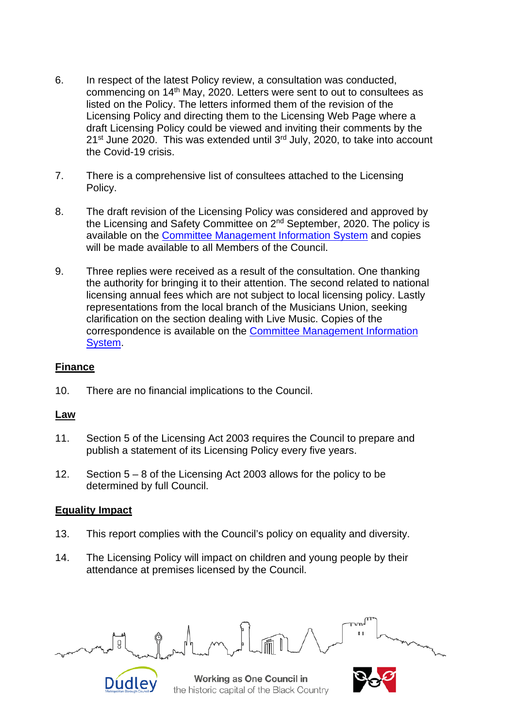6. In respect of the latest Policy review, a consultation was conducted, commencing on 14th May, 2020. Letters were sent to out to consultees as listed on the Policy. The letters informed them of the revision of the Licensing Policy and directing them to the Licensing Web Page where a draft Licensing Policy could be viewed and inviting their comments by the 21st June 2020. This was extended until 3rd July, 2020, to take into account the Covid-19 crisis.

7. There is a comprehensive list of consultees attached to the Licensing Policy.

8. The draft revision of the Licensing Policy was considered and approved by the Licensing and Safety Committee on 2nd September, 2020. The policy is available on the Committee Management Information System and copies will be made available to all Members of the Council.

9. Three replies were received as a result of the consultation. One thanking the authority for bringing it to their attention. The second related to national licensing annual fees which are not subject to local licensing policy. Lastly representations from the local branch of the Musicians Union, seeking clarification on the section dealing with Live Music. Copies of the correspondence is available on the Committee Management Information System.

**Finance**

10. There are no financial implications to the Council.

**Law**

11. Section 5 of the Licensing Act 2003 requires the Council to prepare and publish a statement of its Licensing Policy every five years.

12. Section 5 – 8 of the Licensing Act 2003 allows for the policy to be determined by full Council.

**Equality Impact**

13. This report complies with the Council's policy on equality and diversity.

14. The Licensing Policy will impact on children and young people by their attendance at premises licensed by the Council.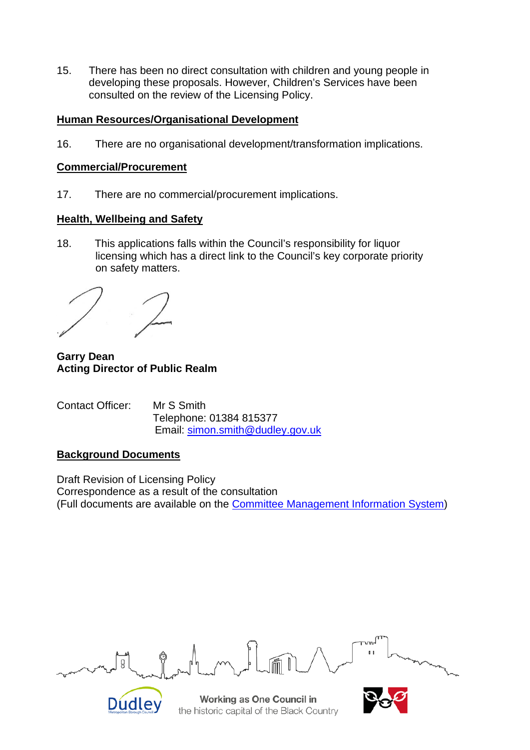15. There has been no direct consultation with children and young people in developing these proposals. However, Children's Services have been consulted on the review of the Licensing Policy.

**Human Resources/Organisational Development**

16. There are no organisational development/transformation implications.

**Commercial/Procurement**

17. There are no commercial/procurement implications.

**Health, Wellbeing and Safety**

18. This applications falls within the Council's responsibility for liquor licensing which has a direct link to the Council's key corporate priority on safety matters.

**Garry Dean**
**Acting Director of Public Realm**

Contact Officer: Mr S Smith
Telephone: 01384 815377
Email: simon.smith@dudley.gov.uk

**Background Documents**

Draft Revision of Licensing Policy
Correspondence as a result of the consultation
(Full documents are available on the Committee Management Information System)